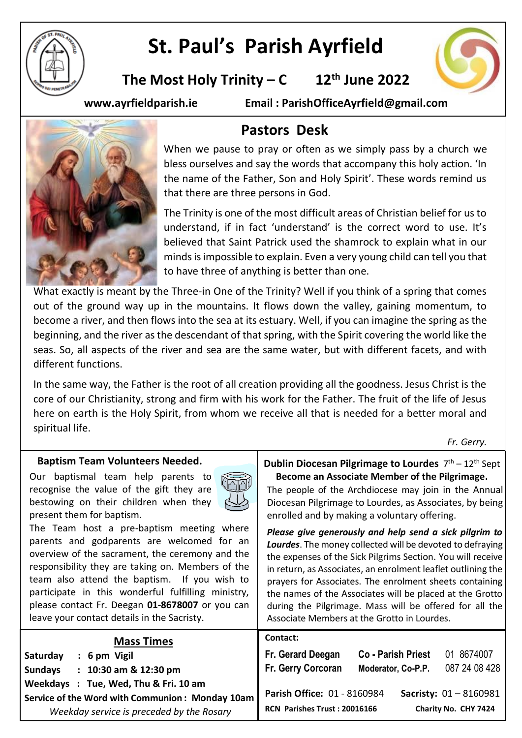# St. Paul's Parish Ayrfield

## The Most Holy Trinity – C 12th June 2022

www.ayrfieldparish.ie Email : ParishOfficeAyrfield@gmail.com

## Pastors Desk

When we pause to pray or often as we simply pass by a church we bless ourselves and say the words that accompany this holy action. 'In the name of the Father, Son and Holy Spirit'. These words remind us that there are three persons in God.

The Trinity is one of the most difficult areas of Christian belief for us to understand, if in fact 'understand' is the correct word to use. It's believed that Saint Patrick used the shamrock to explain what in our minds is impossible to explain. Even a very young child can tell you that to have three of anything is better than one.

What exactly is meant by the Three-in One of the Trinity? Well if you think of a spring that comes out of the ground way up in the mountains. It flows down the valley, gaining momentum, to become a river, and then flows into the sea at its estuary. Well, if you can imagine the spring as the beginning, and the river as the descendant of that spring, with the Spirit covering the world like the seas. So, all aspects of the river and sea are the same water, but with different facets, and with different functions.

In the same way, the Father is the root of all creation providing all the goodness. Jesus Christ is the core of our Christianity, strong and firm with his work for the Father. The fruit of the life of Jesus here on earth is the Holy Spirit, from whom we receive all that is needed for a better moral and spiritual life.

*Fr. Gerry.*

### Baptism Team Volunteers Needed.

Our baptismal team help parents to recognise the value of the gift they are bestowing on their children when they present them for baptism.

The Team host a pre-baptism meeting where parents and godparents are welcomed for an overview of the sacrament, the ceremony and the responsibility they are taking on. Members of the team also attend the baptism. If you wish to participate in this wonderful fulfilling ministry, please contact Fr. Deegan **01-8678007** or you can leave your contact details in the Sacristy.

### Dublin Diocesan Pilgrimage to Lourdes 7th – 12th Sept

**Become an Associate Member of the Pilgrimage.**

The people of the Archdiocese may join in the Annual Diocesan Pilgrimage to Lourdes, as Associates, by being enrolled and by making a voluntary offering.

***Please give generously and help send a sick pilgrim to Lourdes***. The money collected will be devoted to defraying the expenses of the Sick Pilgrims Section. You will receive in return, as Associates, an enrolment leaflet outlining the prayers for Associates. The enrolment sheets containing the names of the Associates will be placed at the Grotto during the Pilgrimage. Mass will be offered for all the Associate Members at the Grotto in Lourdes.

### Mass Times

**Saturday : 6 pm Vigil**
**Sundays : 10:30 am & 12:30 pm**
**Weekdays : Tue, Wed, Thu & Fri. 10 am**
**Service of the Word with Communion : Monday 10am**
*Weekday service is preceded by the Rosary*

### Contact:

| | | |
|---|---|---|
| **Fr. Gerard Deegan** | **Co - Parish Priest** | 01 8674007 |
| **Fr. Gerry Corcoran** | **Moderator, Co-P.P.** | 087 24 08 428 |

**Parish Office:** 01 - 8160984 **Sacristy:** 01 – 8160981

**RCN Parishes Trust : 20016166** **Charity No. CHY 7424**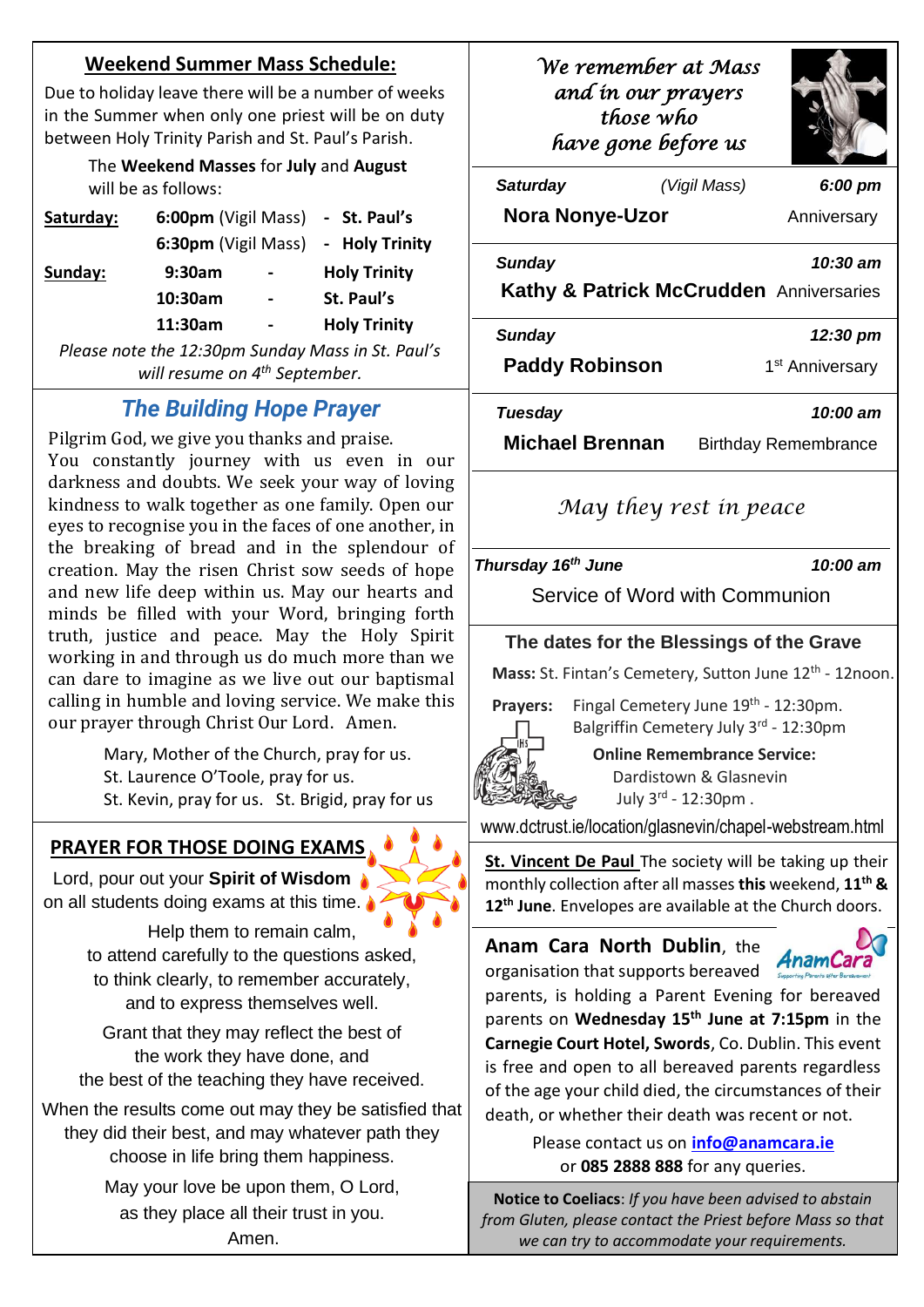## Weekend Summer Mass Schedule:

Due to holiday leave there will be a number of weeks in the Summer when only one priest will be on duty between Holy Trinity Parish and St. Paul's Parish.

The **Weekend Masses** for **July** and **August** will be as follows:

| | | | |
|---|---|---|---|
| **Saturday:** | **6:00pm** (Vigil Mass) | - | **St. Paul's** |
| | **6:30pm** (Vigil Mass) | - | **Holy Trinity** |
| **Sunday:** | **9:30am** | - | **Holy Trinity** |
| | **10:30am** | - | **St. Paul's** |
| | **11:30am** | - | **Holy Trinity** |

*Please note the 12:30pm Sunday Mass in St. Paul's will resume on 4th September.*

## The Building Hope Prayer

Pilgrim God, we give you thanks and praise. You constantly journey with us even in our darkness and doubts. We seek your way of loving kindness to walk together as one family. Open our eyes to recognise you in the faces of one another, in the breaking of bread and in the splendour of creation. May the risen Christ sow seeds of hope and new life deep within us. May our hearts and minds be filled with your Word, bringing forth truth, justice and peace. May the Holy Spirit working in and through us do much more than we can dare to imagine as we live out our baptismal calling in humble and loving service. We make this our prayer through Christ Our Lord. Amen.

Mary, Mother of the Church, pray for us.
St. Laurence O'Toole, pray for us.
St. Kevin, pray for us. St. Brigid, pray for us

## PRAYER FOR THOSE DOING EXAMS

Lord, pour out your **Spirit of Wisdom** on all students doing exams at this time.

Help them to remain calm,
to attend carefully to the questions asked,
to think clearly, to remember accurately,
and to express themselves well.

Grant that they may reflect the best of
the work they have done, and
the best of the teaching they have received.

When the results come out may they be satisfied that they did their best, and may whatever path they choose in life bring them happiness.

May your love be upon them, O Lord,
as they place all their trust in you.
Amen.

*We remember at Mass and in our prayers those who have gone before us*

*Saturday* (Vigil Mass) *6:00 pm*
**Nora Nonye-Uzor** Anniversary

*Sunday* *10:30 am*
**Kathy & Patrick McCrudden** Anniversaries

*Sunday* *12:30 pm*
**Paddy Robinson** 1st Anniversary

*Tuesday* *10:00 am*
**Michael Brennan** Birthday Remembrance

*May they rest in peace*

***Thursday 16th June*** ***10:00 am***
Service of Word with Communion

### The dates for the Blessings of the Grave

**Mass:** St. Fintan's Cemetery, Sutton June 12th - 12noon.

**Prayers:** Fingal Cemetery June 19th - 12:30pm.
Balgriffin Cemetery July 3rd - 12:30pm

**Online Remembrance Service:**
Dardistown & Glasnevin
July 3rd - 12:30pm .

www.dctrust.ie/location/glasnevin/chapel-webstream.html

**St. Vincent De Paul** The society will be taking up their monthly collection after all masses **this** weekend, **11th & 12th June**. Envelopes are available at the Church doors.

**Anam Cara North Dublin**, the organisation that supports bereaved parents, is holding a Parent Evening for bereaved parents on **Wednesday 15th June at 7:15pm** in the **Carnegie Court Hotel, Swords**, Co. Dublin. This event is free and open to all bereaved parents regardless of the age your child died, the circumstances of their death, or whether their death was recent or not.

Please contact us on **info@anamcara.ie** or **085 2888 888** for any queries.

**Notice to Coeliacs**: *If you have been advised to abstain from Gluten, please contact the Priest before Mass so that we can try to accommodate your requirements.*